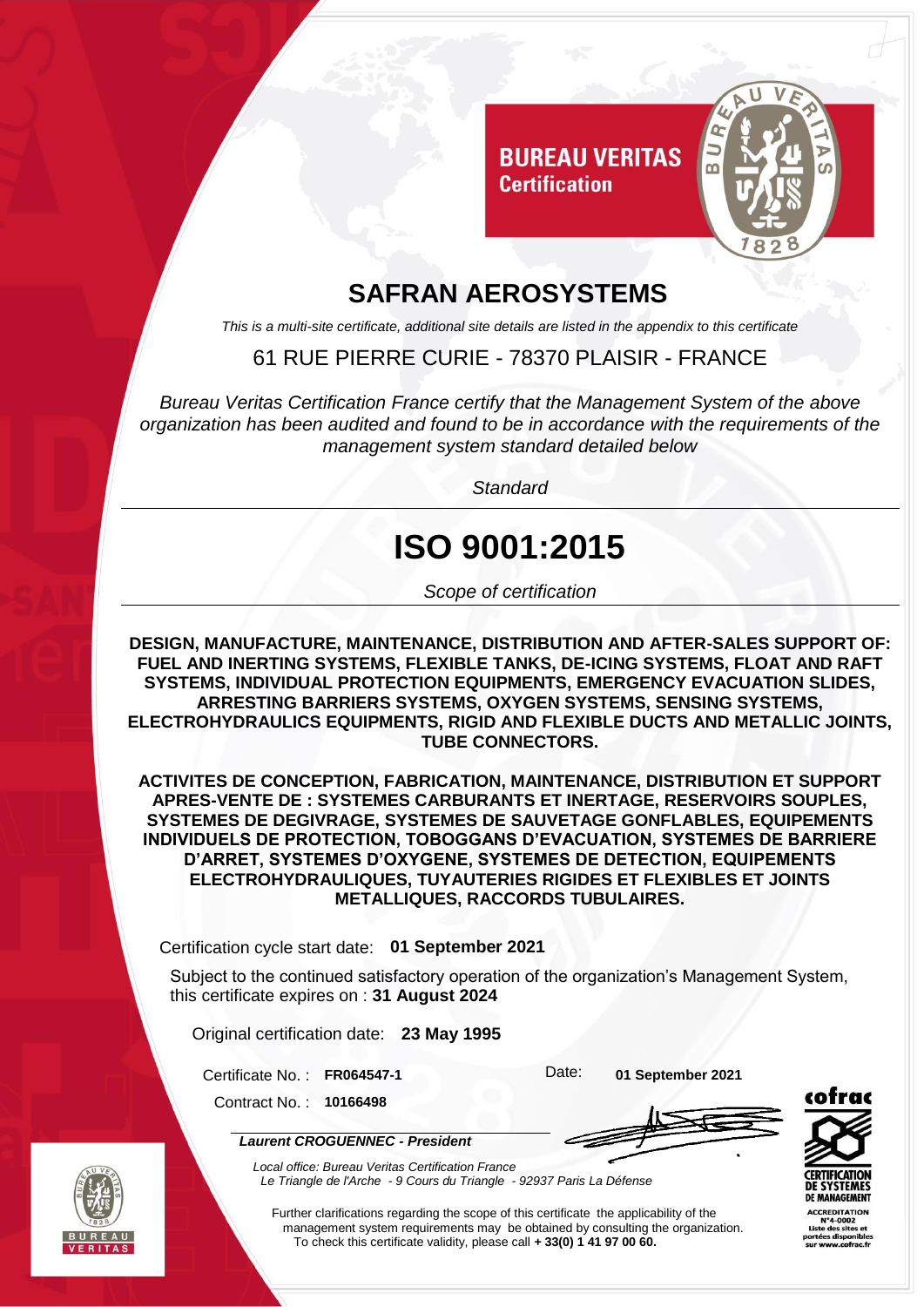BUREAU VERITAS
Certification

# SAFRAN AEROSYSTEMS

*This is a multi-site certificate, additional site details are listed in the appendix to this certificate*

61 RUE PIERRE CURIE - 78370 PLAISIR - FRANCE

*Bureau Veritas Certification France certify that the Management System of the above organization has been audited and found to be in accordance with the requirements of the management system standard detailed below*

*Standard*

# ISO 9001:2015

*Scope of certification*

**DESIGN, MANUFACTURE, MAINTENANCE, DISTRIBUTION AND AFTER-SALES SUPPORT OF: FUEL AND INERTING SYSTEMS, FLEXIBLE TANKS, DE-ICING SYSTEMS, FLOAT AND RAFT SYSTEMS, INDIVIDUAL PROTECTION EQUIPMENTS, EMERGENCY EVACUATION SLIDES, ARRESTING BARRIERS SYSTEMS, OXYGEN SYSTEMS, SENSING SYSTEMS, ELECTROHYDRAULICS EQUIPMENTS, RIGID AND FLEXIBLE DUCTS AND METALLIC JOINTS, TUBE CONNECTORS.**

**ACTIVITES DE CONCEPTION, FABRICATION, MAINTENANCE, DISTRIBUTION ET SUPPORT APRES-VENTE DE : SYSTEMES CARBURANTS ET INERTAGE, RESERVOIRS SOUPLES, SYSTEMES DE DEGIVRAGE, SYSTEMES DE SAUVETAGE GONFLABLES, EQUIPEMENTS INDIVIDUELS DE PROTECTION, TOBOGGANS D'EVACUATION, SYSTEMES DE BARRIERE D'ARRET, SYSTEMES D'OXYGENE, SYSTEMES DE DETECTION, EQUIPEMENTS ELECTROHYDRAULIQUES, TUYAUTERIES RIGIDES ET FLEXIBLES ET JOINTS METALLIQUES, RACCORDS TUBULAIRES.**

Certification cycle start date: **01 September 2021**

Subject to the continued satisfactory operation of the organization's Management System, this certificate expires on : **31 August 2024**

Original certification date: **23 May 1995**

Certificate No. : **FR064547-1**

Date: **01 September 2021**

Contract No. : **10166498**

***Laurent CROGUENNEC - President***

*Local office: Bureau Veritas Certification France*
*Le Triangle de l'Arche - 9 Cours du Triangle - 92937 Paris La Défense*

Further clarifications regarding the scope of this certificate the applicability of the management system requirements may be obtained by consulting the organization.
To check this certificate validity, please call **+ 33(0) 1 41 97 00 60.**

cofrac
CERTIFICATION DE SYSTEMES DE MANAGEMENT
ACCREDITATION N°4-0002
Liste des sites et portées disponibles sur www.cofrac.fr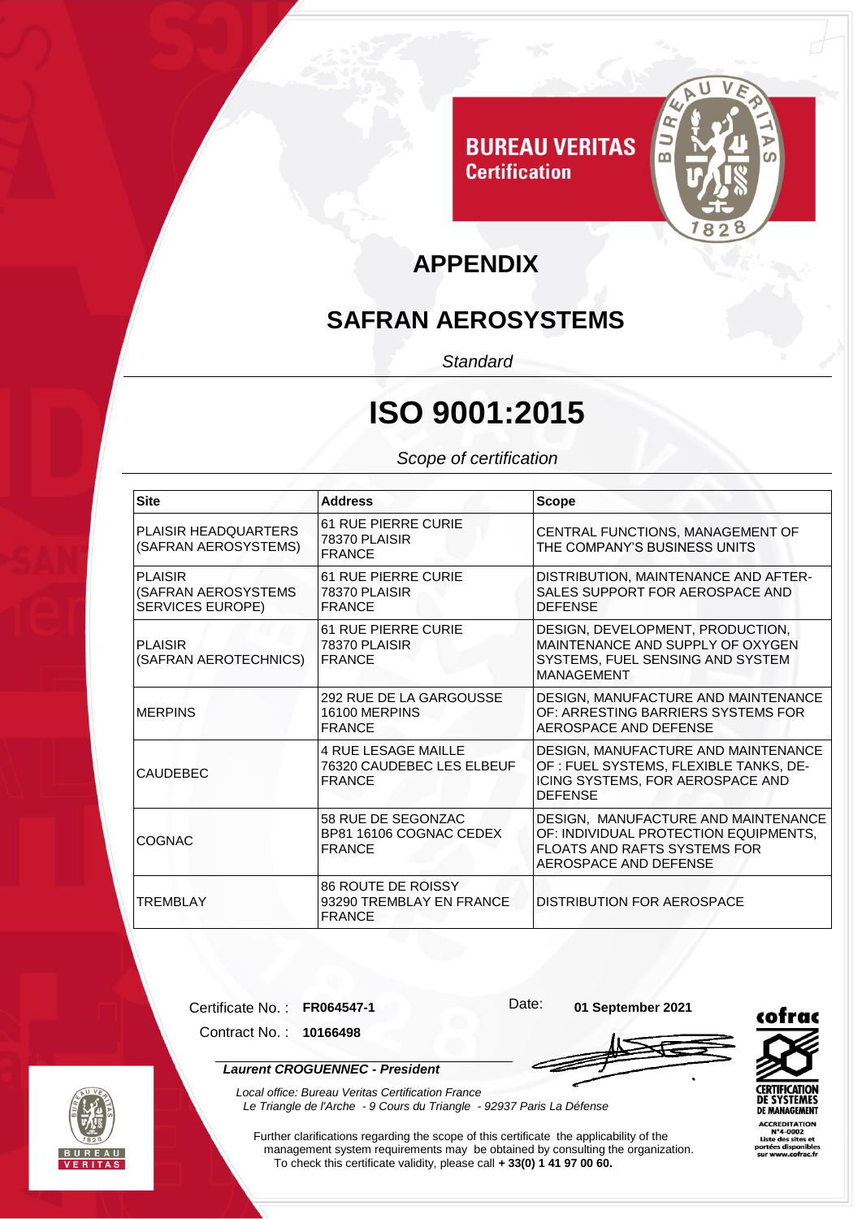BUREAU VERITAS
Certification

# APPENDIX

## SAFRAN AEROSYSTEMS

*Standard*

# ISO 9001:2015

*Scope of certification*

| Site | Address | Scope |
|---|---|---|
| PLAISIR HEADQUARTERS (SAFRAN AEROSYSTEMS) | 61 RUE PIERRE CURIE 78370 PLAISIR FRANCE | CENTRAL FUNCTIONS, MANAGEMENT OF THE COMPANY'S BUSINESS UNITS |
| PLAISIR (SAFRAN AEROSYSTEMS SERVICES EUROPE) | 61 RUE PIERRE CURIE 78370 PLAISIR FRANCE | DISTRIBUTION, MAINTENANCE AND AFTER-SALES SUPPORT FOR AEROSPACE AND DEFENSE |
| PLAISIR (SAFRAN AEROTECHNICS) | 61 RUE PIERRE CURIE 78370 PLAISIR FRANCE | DESIGN, DEVELOPMENT, PRODUCTION, MAINTENANCE AND SUPPLY OF OXYGEN SYSTEMS, FUEL SENSING AND SYSTEM MANAGEMENT |
| MERPINS | 292 RUE DE LA GARGOUSSE 16100 MERPINS FRANCE | DESIGN, MANUFACTURE AND MAINTENANCE OF: ARRESTING BARRIERS SYSTEMS FOR AEROSPACE AND DEFENSE |
| CAUDEBEC | 4 RUE LESAGE MAILLE 76320 CAUDEBEC LES ELBEUF FRANCE | DESIGN, MANUFACTURE AND MAINTENANCE OF : FUEL SYSTEMS, FLEXIBLE TANKS, DE-ICING SYSTEMS, FOR AEROSPACE AND DEFENSE |
| COGNAC | 58 RUE DE SEGONZAC BP81 16106 COGNAC CEDEX FRANCE | DESIGN, MANUFACTURE AND MAINTENANCE OF: INDIVIDUAL PROTECTION EQUIPMENTS, FLOATS AND RAFTS SYSTEMS FOR AEROSPACE AND DEFENSE |
| TREMBLAY | 86 ROUTE DE ROISSY 93290 TREMBLAY EN FRANCE FRANCE | DISTRIBUTION FOR AEROSPACE |

Certificate No. : **FR064547-1**

Contract No. : **10166498**

Date: **01 September 2021**

***Laurent CROGUENNEC - President***

*Local office: Bureau Veritas Certification France*
*Le Triangle de l'Arche - 9 Cours du Triangle - 92937 Paris La Défense*

Further clarifications regarding the scope of this certificate the applicability of the management system requirements may be obtained by consulting the organization.
To check this certificate validity, please call **+ 33(0) 1 41 97 00 60.**

cofrac
CERTIFICATION DE SYSTEMES DE MANAGEMENT
ACCREDITATION N°4-0002
Liste des sites et portées disponibles sur www.cofrac.fr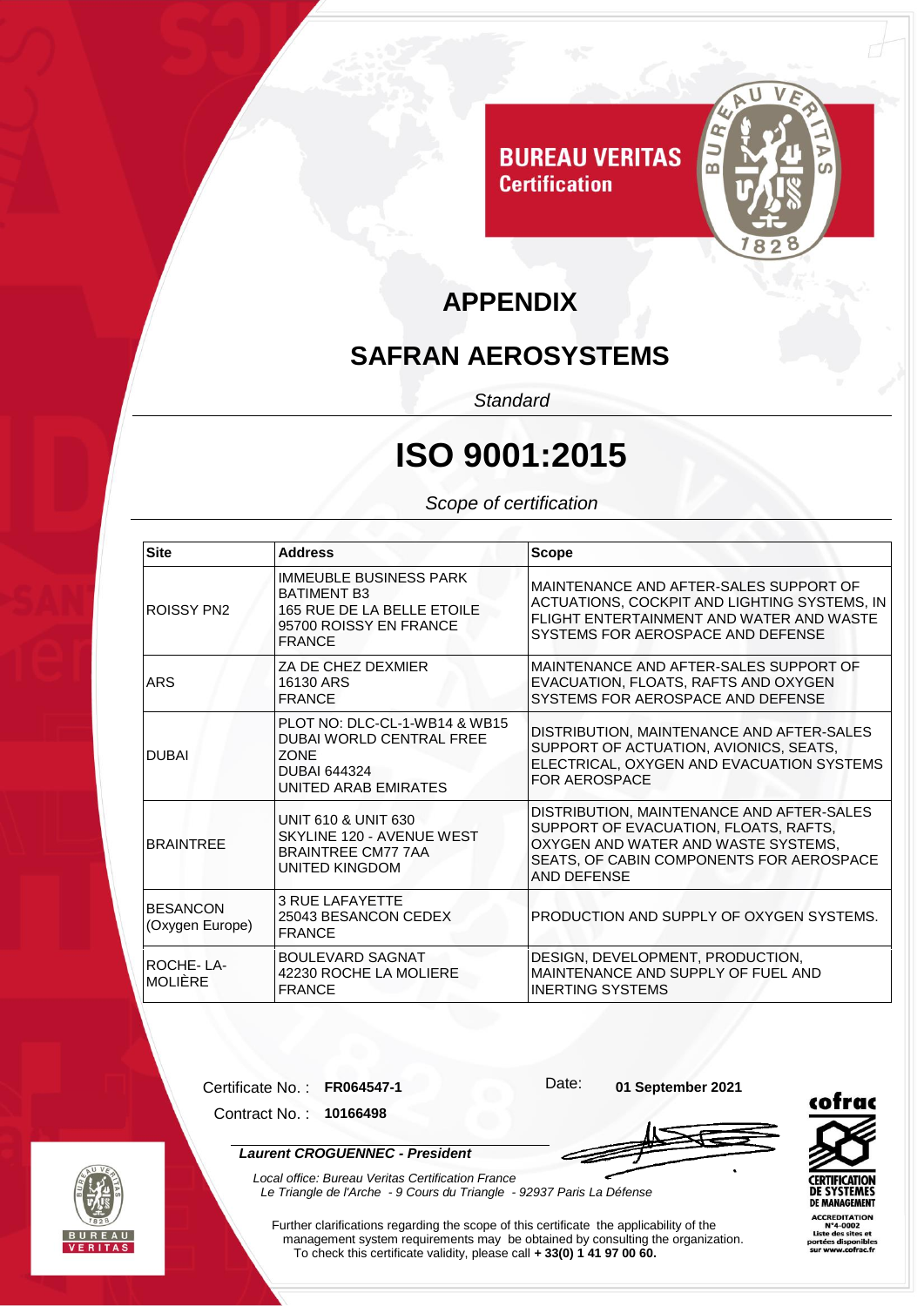BUREAU VERITAS
Certification

# APPENDIX

## SAFRAN AEROSYSTEMS

*Standard*

# ISO 9001:2015

*Scope of certification*

| Site | Address | Scope |
|---|---|---|
| ROISSY PN2 | IMMEUBLE BUSINESS PARK BATIMENT B3 165 RUE DE LA BELLE ETOILE 95700 ROISSY EN FRANCE FRANCE | MAINTENANCE AND AFTER-SALES SUPPORT OF ACTUATIONS, COCKPIT AND LIGHTING SYSTEMS, IN FLIGHT ENTERTAINMENT AND WATER AND WASTE SYSTEMS FOR AEROSPACE AND DEFENSE |
| ARS | ZA DE CHEZ DEXMIER 16130 ARS FRANCE | MAINTENANCE AND AFTER-SALES SUPPORT OF EVACUATION, FLOATS, RAFTS AND OXYGEN SYSTEMS FOR AEROSPACE AND DEFENSE |
| DUBAI | PLOT NO: DLC-CL-1-WB14 & WB15 DUBAI WORLD CENTRAL FREE ZONE DUBAI 644324 UNITED ARAB EMIRATES | DISTRIBUTION, MAINTENANCE AND AFTER-SALES SUPPORT OF ACTUATION, AVIONICS, SEATS, ELECTRICAL, OXYGEN AND EVACUATION SYSTEMS FOR AEROSPACE |
| BRAINTREE | UNIT 610 & UNIT 630 SKYLINE 120 - AVENUE WEST BRAINTREE CM77 7AA UNITED KINGDOM | DISTRIBUTION, MAINTENANCE AND AFTER-SALES SUPPORT OF EVACUATION, FLOATS, RAFTS, OXYGEN AND WATER AND WASTE SYSTEMS, SEATS, OF CABIN COMPONENTS FOR AEROSPACE AND DEFENSE |
| BESANCON (Oxygen Europe) | 3 RUE LAFAYETTE 25043 BESANCON CEDEX FRANCE | PRODUCTION AND SUPPLY OF OXYGEN SYSTEMS. |
| ROCHE- LA-MOLIÈRE | BOULEVARD SAGNAT 42230 ROCHE LA MOLIERE FRANCE | DESIGN, DEVELOPMENT, PRODUCTION, MAINTENANCE AND SUPPLY OF FUEL AND INERTING SYSTEMS |

Certificate No. : **FR064547-1**

Contract No. : **10166498**

Date: **01 September 2021**

***Laurent CROGUENNEC - President***

*Local office: Bureau Veritas Certification France*
*Le Triangle de l'Arche - 9 Cours du Triangle - 92937 Paris La Défense*

Further clarifications regarding the scope of this certificate the applicability of the management system requirements may be obtained by consulting the organization.
To check this certificate validity, please call **+ 33(0) 1 41 97 00 60.**

cofrac
CERTIFICATION DE SYSTEMES DE MANAGEMENT
ACCREDITATION N°4-0002
Liste des sites et portées disponibles sur www.cofrac.fr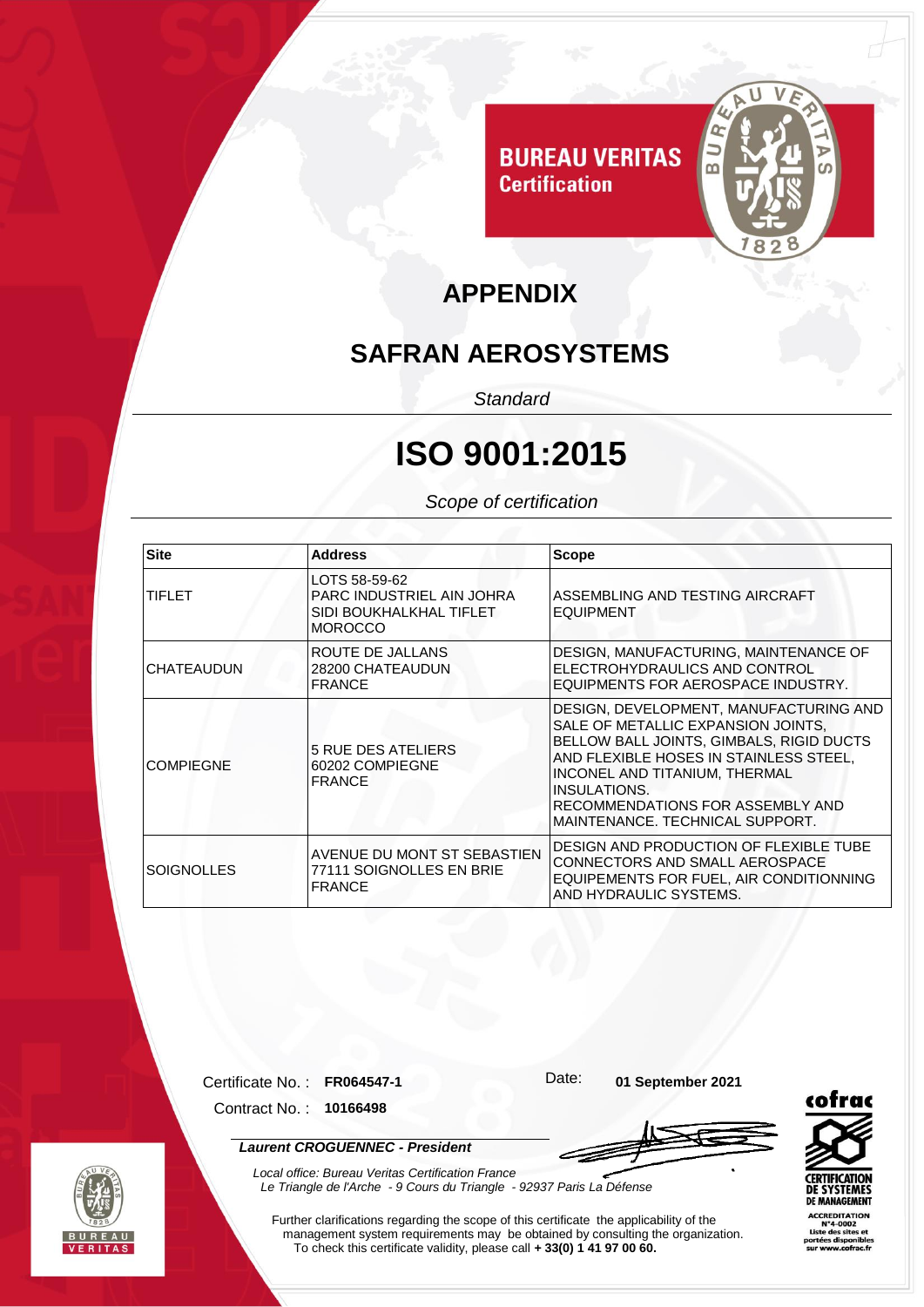BUREAU VERITAS
Certification

# APPENDIX

## SAFRAN AEROSYSTEMS

*Standard*

# ISO 9001:2015

*Scope of certification*

| Site | Address | Scope |
|---|---|---|
| TIFLET | LOTS 58-59-62<br>PARC INDUSTRIEL AIN JOHRA<br>SIDI BOUKHALKHAL TIFLET<br>MOROCCO | ASSEMBLING AND TESTING AIRCRAFT EQUIPMENT |
| CHATEAUDUN | ROUTE DE JALLANS<br>28200 CHATEAUDUN<br>FRANCE | DESIGN, MANUFACTURING, MAINTENANCE OF ELECTROHYDRAULICS AND CONTROL EQUIPMENTS FOR AEROSPACE INDUSTRY. |
| COMPIEGNE | 5 RUE DES ATELIERS<br>60202 COMPIEGNE<br>FRANCE | DESIGN, DEVELOPMENT, MANUFACTURING AND SALE OF METALLIC EXPANSION JOINTS, BELLOW BALL JOINTS, GIMBALS, RIGID DUCTS AND FLEXIBLE HOSES IN STAINLESS STEEL, INCONEL AND TITANIUM, THERMAL INSULATIONS.<br>RECOMMENDATIONS FOR ASSEMBLY AND MAINTENANCE. TECHNICAL SUPPORT. |
| SOIGNOLLES | AVENUE DU MONT ST SEBASTIEN<br>77111 SOIGNOLLES EN BRIE<br>FRANCE | DESIGN AND PRODUCTION OF FLEXIBLE TUBE CONNECTORS AND SMALL AEROSPACE EQUIPEMENTS FOR FUEL, AIR CONDITIONNING AND HYDRAULIC SYSTEMS. |

Certificate No. : **FR064547-1**

Contract No. : **10166498**

Date: **01 September 2021**

***Laurent CROGUENNEC - President***

*Local office: Bureau Veritas Certification France*
*Le Triangle de l'Arche - 9 Cours du Triangle - 92937 Paris La Défense*

Further clarifications regarding the scope of this certificate the applicability of the management system requirements may be obtained by consulting the organization. To check this certificate validity, please call **+ 33(0) 1 41 97 00 60.**

cofrac
CERTIFICATION DE SYSTEMES DE MANAGEMENT
ACCREDITATION N°4-0002
Liste des sites et portées disponibles sur www.cofrac.fr